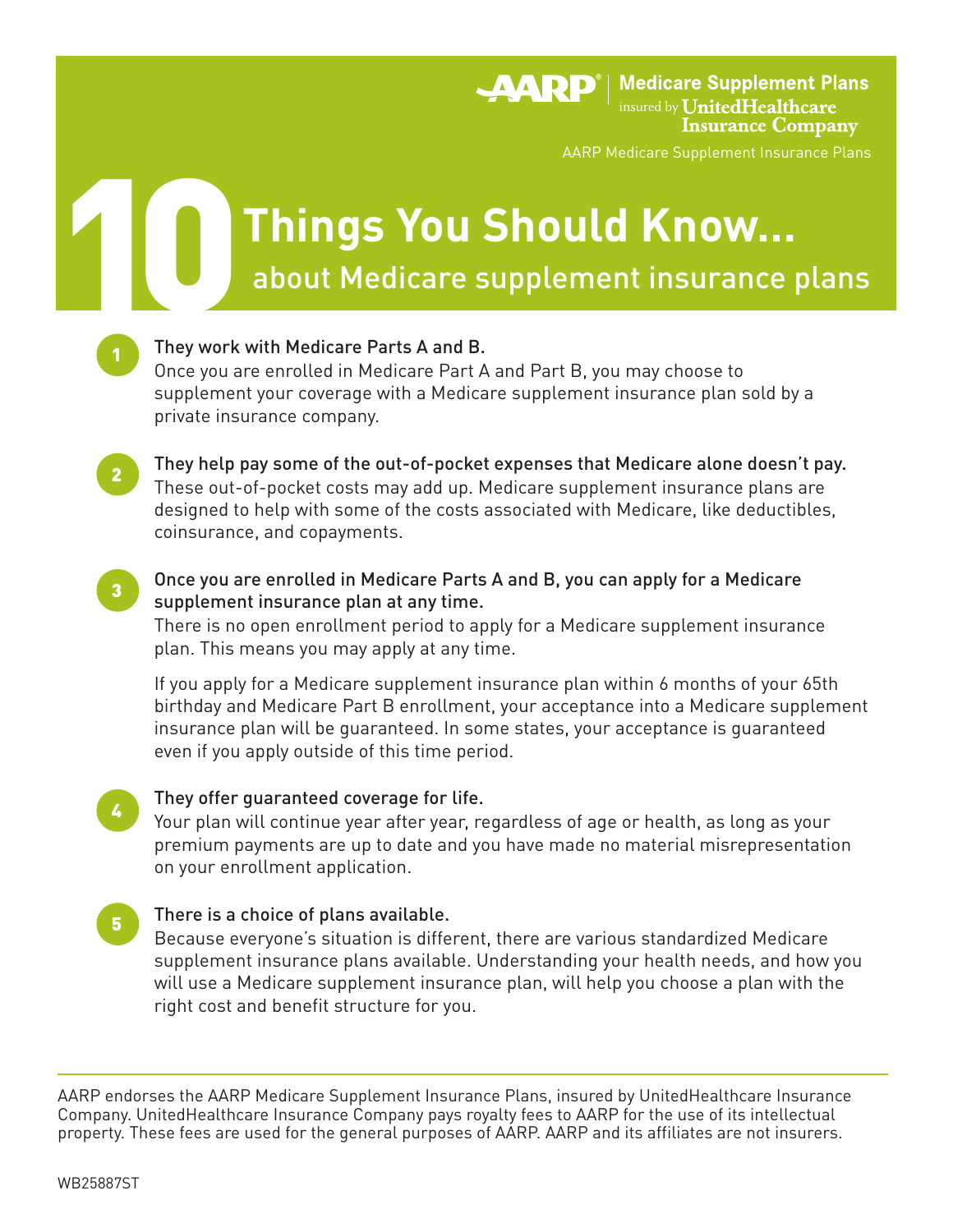AARP | Medicare Supplement Plans insured by UnitedHealthcare Insurance Company

AARP Medicare Supplement Insurance Plans

# 10 Things You Should Know...

## about Medicare supplement insurance plans

1. **They work with Medicare Parts A and B.**
   Once you are enrolled in Medicare Part A and Part B, you may choose to supplement your coverage with a Medicare supplement insurance plan sold by a private insurance company.

2. **They help pay some of the out-of-pocket expenses that Medicare alone doesn't pay.**
   These out-of-pocket costs may add up. Medicare supplement insurance plans are designed to help with some of the costs associated with Medicare, like deductibles, coinsurance, and copayments.

3. **Once you are enrolled in Medicare Parts A and B, you can apply for a Medicare supplement insurance plan at any time.**
   There is no open enrollment period to apply for a Medicare supplement insurance plan. This means you may apply at any time.

   If you apply for a Medicare supplement insurance plan within 6 months of your 65th birthday and Medicare Part B enrollment, your acceptance into a Medicare supplement insurance plan will be guaranteed. In some states, your acceptance is guaranteed even if you apply outside of this time period.

4. **They offer guaranteed coverage for life.**
   Your plan will continue year after year, regardless of age or health, as long as your premium payments are up to date and you have made no material misrepresentation on your enrollment application.

5. **There is a choice of plans available.**
   Because everyone's situation is different, there are various standardized Medicare supplement insurance plans available. Understanding your health needs, and how you will use a Medicare supplement insurance plan, will help you choose a plan with the right cost and benefit structure for you.

---

AARP endorses the AARP Medicare Supplement Insurance Plans, insured by UnitedHealthcare Insurance Company. UnitedHealthcare Insurance Company pays royalty fees to AARP for the use of its intellectual property. These fees are used for the general purposes of AARP. AARP and its affiliates are not insurers.

WB25887ST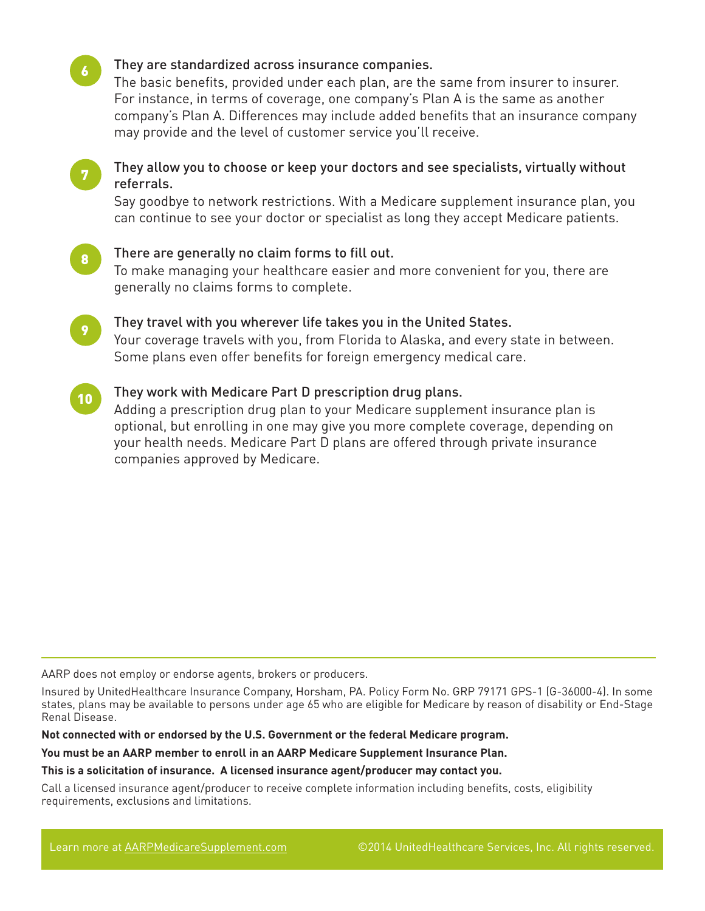6. **They are standardized across insurance companies.**
The basic benefits, provided under each plan, are the same from insurer to insurer. For instance, in terms of coverage, one company's Plan A is the same as another company's Plan A. Differences may include added benefits that an insurance company may provide and the level of customer service you'll receive.

7. **They allow you to choose or keep your doctors and see specialists, virtually without referrals.**
Say goodbye to network restrictions. With a Medicare supplement insurance plan, you can continue to see your doctor or specialist as long they accept Medicare patients.

8. **There are generally no claim forms to fill out.**
To make managing your healthcare easier and more convenient for you, there are generally no claims forms to complete.

9. **They travel with you wherever life takes you in the United States.**
Your coverage travels with you, from Florida to Alaska, and every state in between. Some plans even offer benefits for foreign emergency medical care.

10. **They work with Medicare Part D prescription drug plans.**
Adding a prescription drug plan to your Medicare supplement insurance plan is optional, but enrolling in one may give you more complete coverage, depending on your health needs. Medicare Part D plans are offered through private insurance companies approved by Medicare.

---

AARP does not employ or endorse agents, brokers or producers.

Insured by UnitedHealthcare Insurance Company, Horsham, PA. Policy Form No. GRP 79171 GPS-1 (G-36000-4). In some states, plans may be available to persons under age 65 who are eligible for Medicare by reason of disability or End-Stage Renal Disease.

**Not connected with or endorsed by the U.S. Government or the federal Medicare program.**

**You must be an AARP member to enroll in an AARP Medicare Supplement Insurance Plan.**

**This is a solicitation of insurance. A licensed insurance agent/producer may contact you.**

Call a licensed insurance agent/producer to receive complete information including benefits, costs, eligibility requirements, exclusions and limitations.

Learn more at AARPMedicareSupplement.com

©2014 UnitedHealthcare Services, Inc. All rights reserved.